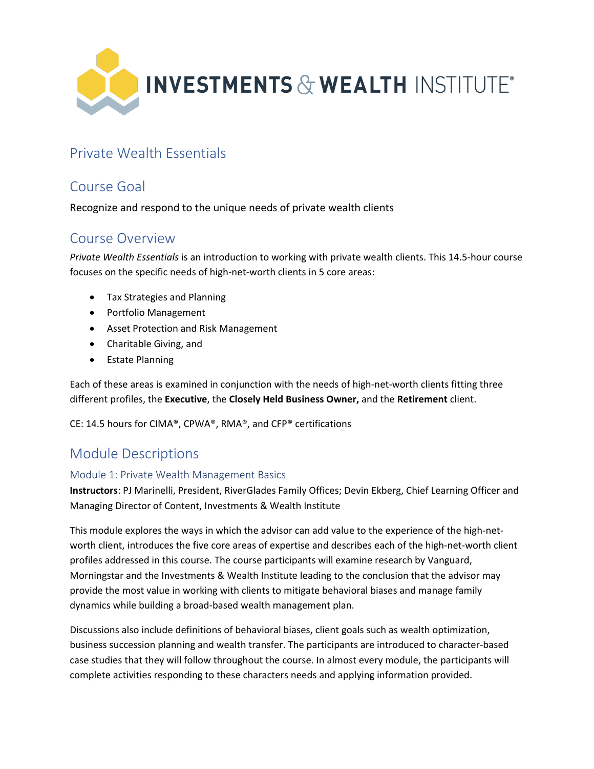# Private Wealth Essentials

## Course Goal

Recognize and respond to the unique needs of private wealth clients

## Course Overview

*Private Wealth Essentials* is an introduction to working with private wealth clients. This 14.5-hour course focuses on the specific needs of high-net-worth clients in 5 core areas:

- Tax Strategies and Planning
- Portfolio Management
- Asset Protection and Risk Management
- Charitable Giving, and
- Estate Planning

Each of these areas is examined in conjunction with the needs of high-net-worth clients fitting three different profiles, the **Executive**, the **Closely Held Business Owner,** and the **Retirement** client.

CE: 14.5 hours for CIMA®, CPWA®, RMA®, and CFP® certifications

## Module Descriptions

### Module 1: Private Wealth Management Basics

**Instructors**: PJ Marinelli, President, RiverGlades Family Offices; Devin Ekberg, Chief Learning Officer and Managing Director of Content, Investments & Wealth Institute

This module explores the ways in which the advisor can add value to the experience of the high-net-worth client, introduces the five core areas of expertise and describes each of the high-net-worth client profiles addressed in this course. The course participants will examine research by Vanguard, Morningstar and the Investments & Wealth Institute leading to the conclusion that the advisor may provide the most value in working with clients to mitigate behavioral biases and manage family dynamics while building a broad-based wealth management plan.

Discussions also include definitions of behavioral biases, client goals such as wealth optimization, business succession planning and wealth transfer. The participants are introduced to character-based case studies that they will follow throughout the course. In almost every module, the participants will complete activities responding to these characters needs and applying information provided.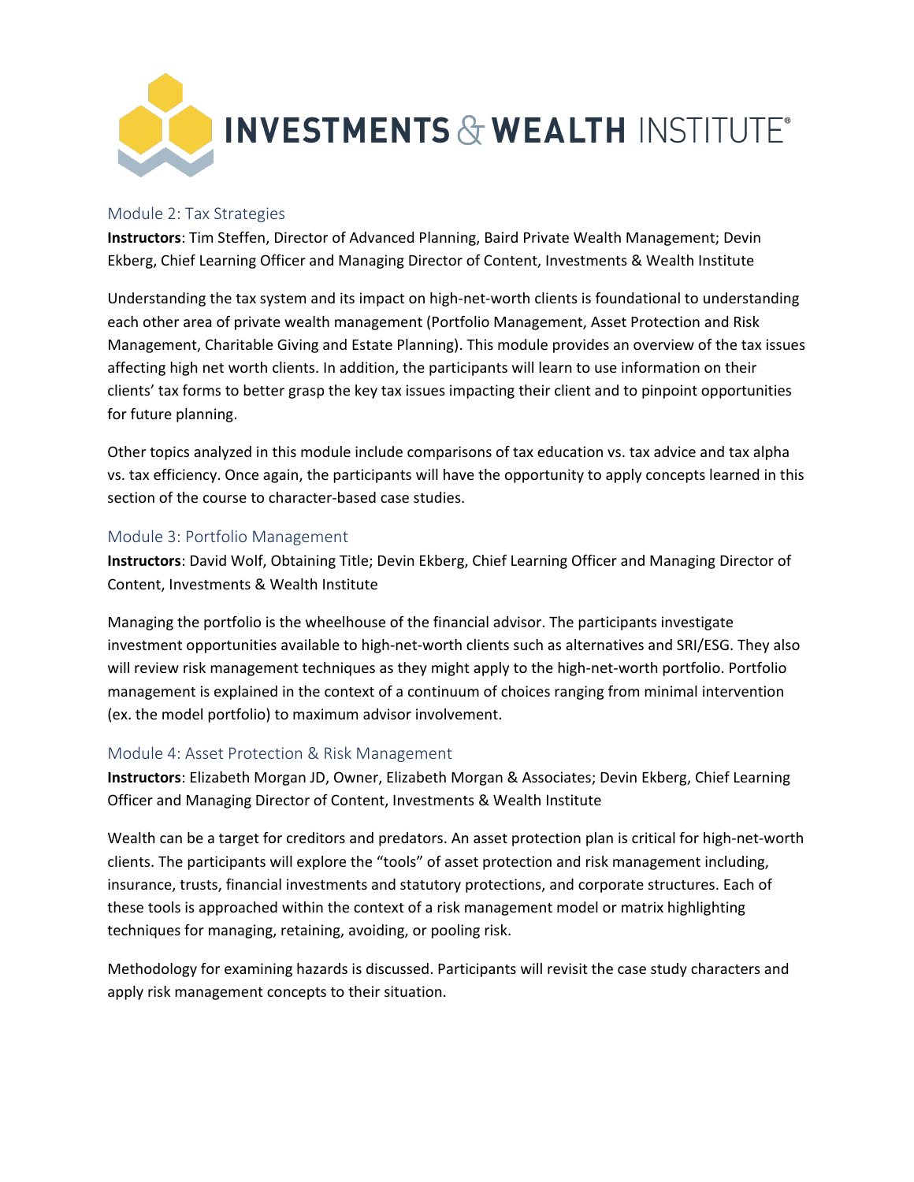## Module 2: Tax Strategies

**Instructors**: Tim Steffen, Director of Advanced Planning, Baird Private Wealth Management; Devin Ekberg, Chief Learning Officer and Managing Director of Content, Investments & Wealth Institute

Understanding the tax system and its impact on high-net-worth clients is foundational to understanding each other area of private wealth management (Portfolio Management, Asset Protection and Risk Management, Charitable Giving and Estate Planning). This module provides an overview of the tax issues affecting high net worth clients. In addition, the participants will learn to use information on their clients' tax forms to better grasp the key tax issues impacting their client and to pinpoint opportunities for future planning.

Other topics analyzed in this module include comparisons of tax education vs. tax advice and tax alpha vs. tax efficiency. Once again, the participants will have the opportunity to apply concepts learned in this section of the course to character-based case studies.

## Module 3: Portfolio Management

**Instructors**: David Wolf, Obtaining Title; Devin Ekberg, Chief Learning Officer and Managing Director of Content, Investments & Wealth Institute

Managing the portfolio is the wheelhouse of the financial advisor. The participants investigate investment opportunities available to high-net-worth clients such as alternatives and SRI/ESG. They also will review risk management techniques as they might apply to the high-net-worth portfolio. Portfolio management is explained in the context of a continuum of choices ranging from minimal intervention (ex. the model portfolio) to maximum advisor involvement.

## Module 4: Asset Protection & Risk Management

**Instructors**: Elizabeth Morgan JD, Owner, Elizabeth Morgan & Associates; Devin Ekberg, Chief Learning Officer and Managing Director of Content, Investments & Wealth Institute

Wealth can be a target for creditors and predators. An asset protection plan is critical for high-net-worth clients. The participants will explore the "tools" of asset protection and risk management including, insurance, trusts, financial investments and statutory protections, and corporate structures. Each of these tools is approached within the context of a risk management model or matrix highlighting techniques for managing, retaining, avoiding, or pooling risk.

Methodology for examining hazards is discussed. Participants will revisit the case study characters and apply risk management concepts to their situation.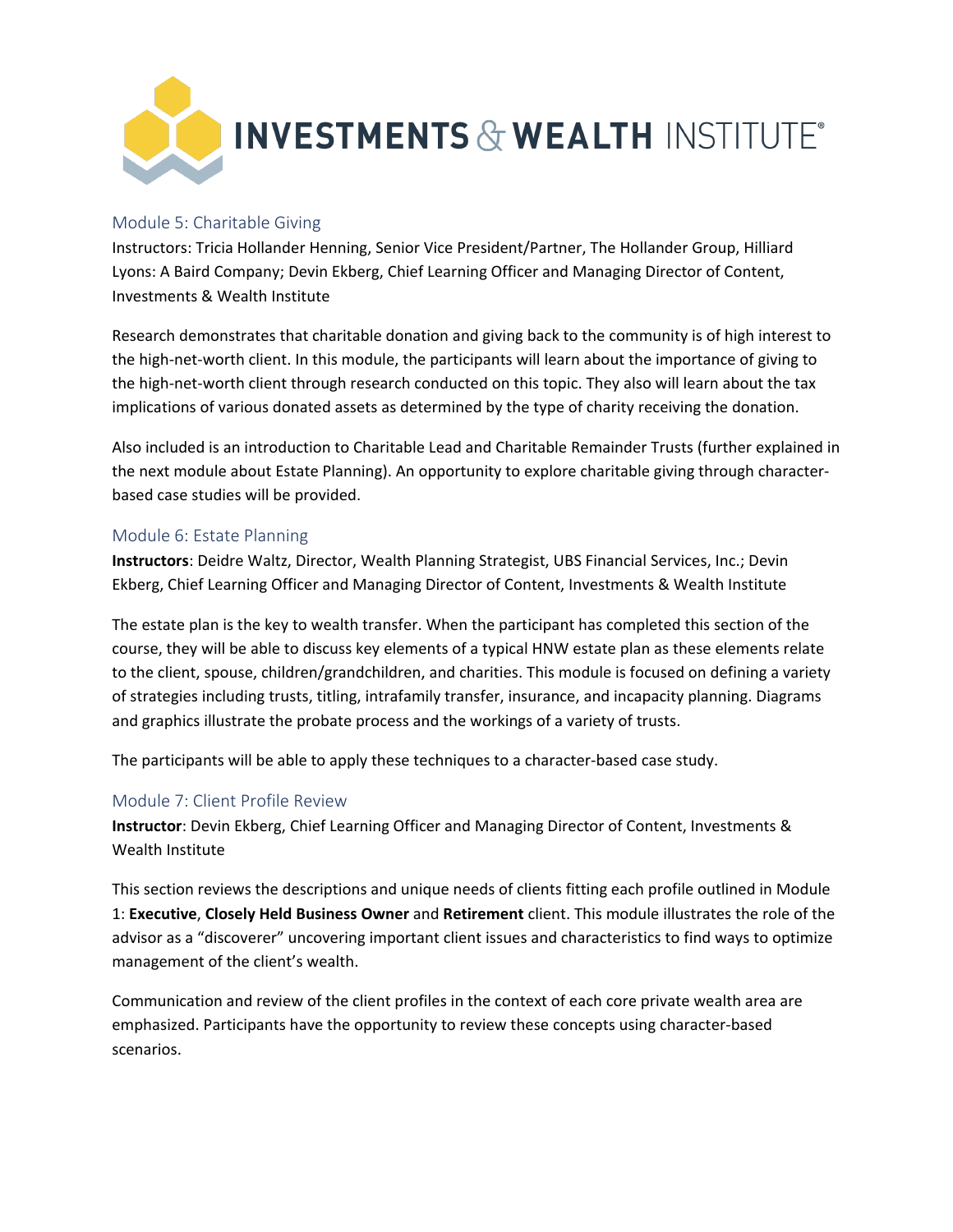INVESTMENTS & WEALTH INSTITUTE®

## Module 5: Charitable Giving

Instructors: Tricia Hollander Henning, Senior Vice President/Partner, The Hollander Group, Hilliard Lyons: A Baird Company; Devin Ekberg, Chief Learning Officer and Managing Director of Content, Investments & Wealth Institute

Research demonstrates that charitable donation and giving back to the community is of high interest to the high-net-worth client. In this module, the participants will learn about the importance of giving to the high-net-worth client through research conducted on this topic. They also will learn about the tax implications of various donated assets as determined by the type of charity receiving the donation.

Also included is an introduction to Charitable Lead and Charitable Remainder Trusts (further explained in the next module about Estate Planning). An opportunity to explore charitable giving through character-based case studies will be provided.

## Module 6: Estate Planning

**Instructors**: Deidre Waltz, Director, Wealth Planning Strategist, UBS Financial Services, Inc.; Devin Ekberg, Chief Learning Officer and Managing Director of Content, Investments & Wealth Institute

The estate plan is the key to wealth transfer. When the participant has completed this section of the course, they will be able to discuss key elements of a typical HNW estate plan as these elements relate to the client, spouse, children/grandchildren, and charities. This module is focused on defining a variety of strategies including trusts, titling, intrafamily transfer, insurance, and incapacity planning. Diagrams and graphics illustrate the probate process and the workings of a variety of trusts.

The participants will be able to apply these techniques to a character-based case study.

## Module 7: Client Profile Review

**Instructor**: Devin Ekberg, Chief Learning Officer and Managing Director of Content, Investments & Wealth Institute

This section reviews the descriptions and unique needs of clients fitting each profile outlined in Module 1: **Executive**, **Closely Held Business Owner** and **Retirement** client. This module illustrates the role of the advisor as a "discoverer" uncovering important client issues and characteristics to find ways to optimize management of the client's wealth.

Communication and review of the client profiles in the context of each core private wealth area are emphasized. Participants have the opportunity to review these concepts using character-based scenarios.